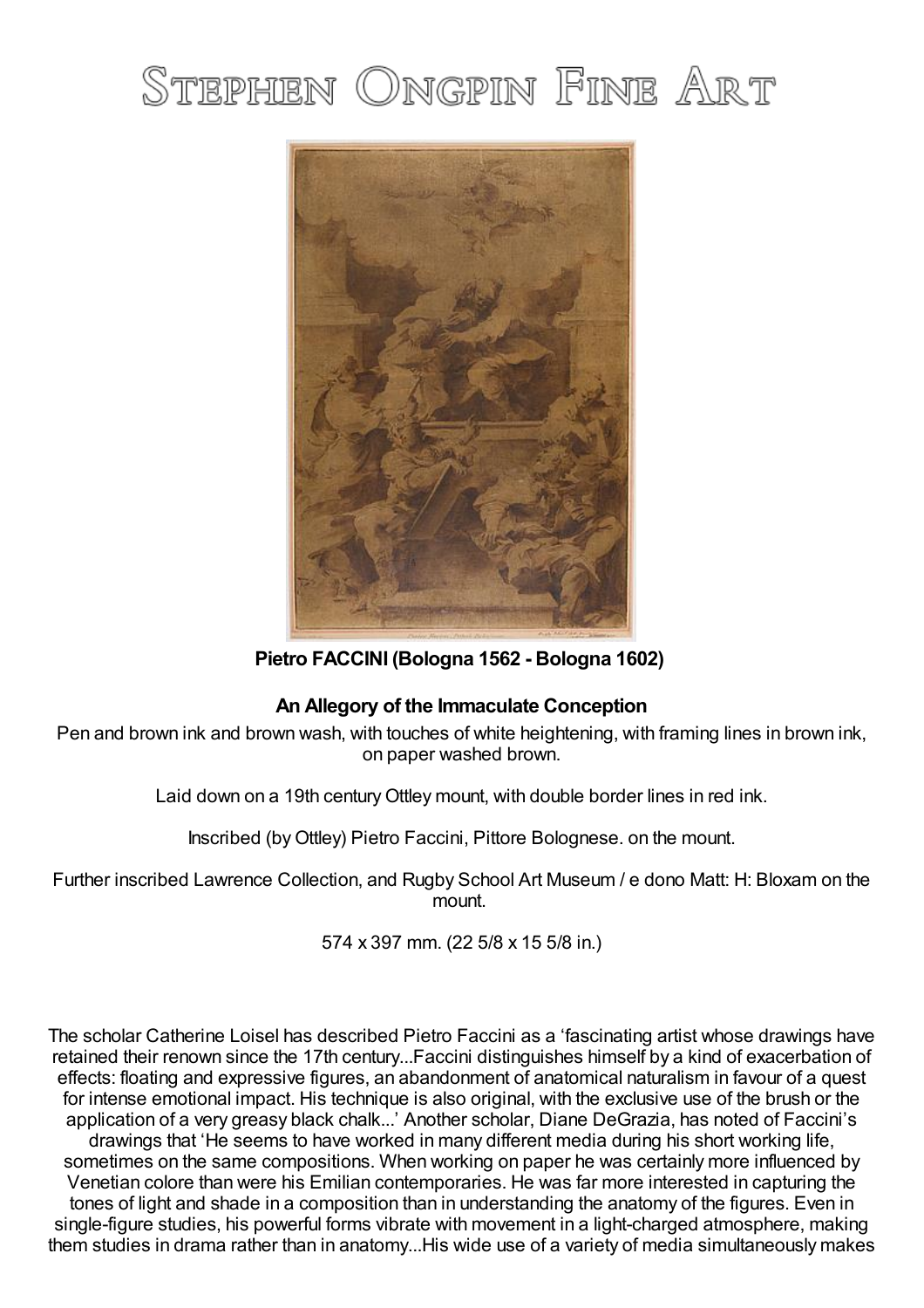# Stephen Ongpin Fine Art

**Pietro FACCINI (Bologna 1562 - Bologna 1602)**

**An Allegory of the Immaculate Conception**

Pen and brown ink and brown wash, with touches of white heightening, with framing lines in brown ink, on paper washed brown.

Laid down on a 19th century Ottley mount, with double border lines in red ink.

Inscribed (by Ottley) Pietro Faccini, Pittore Bolognese. on the mount.

Further inscribed Lawrence Collection, and Rugby School Art Museum / e dono Matt: H: Bloxam on the mount.

574 x 397 mm. (22 5/8 x 15 5/8 in.)

The scholar Catherine Loisel has described Pietro Faccini as a 'fascinating artist whose drawings have retained their renown since the 17th century...Faccini distinguishes himself by a kind of exacerbation of effects: floating and expressive figures, an abandonment of anatomical naturalism in favour of a quest for intense emotional impact. His technique is also original, with the exclusive use of the brush or the application of a very greasy black chalk...' Another scholar, Diane DeGrazia, has noted of Faccini's drawings that 'He seems to have worked in many different media during his short working life, sometimes on the same compositions. When working on paper he was certainly more influenced by Venetian colore than were his Emilian contemporaries. He was far more interested in capturing the tones of light and shade in a composition than in understanding the anatomy of the figures. Even in single-figure studies, his powerful forms vibrate with movement in a light-charged atmosphere, making them studies in drama rather than in anatomy...His wide use of a variety of media simultaneously makes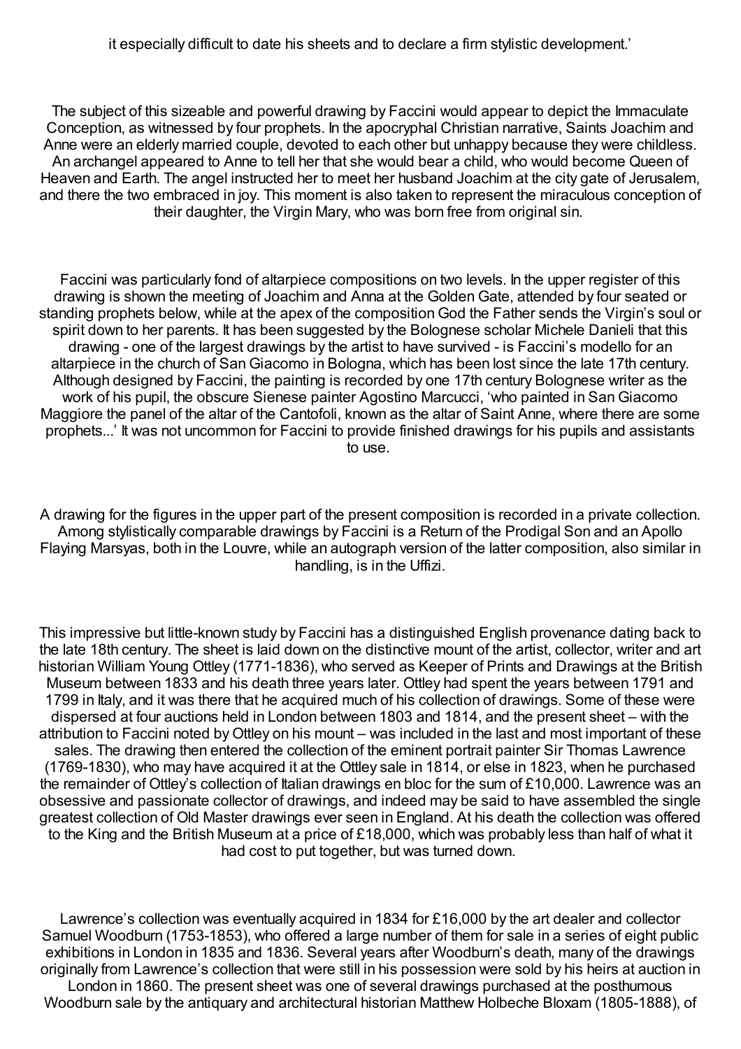it especially difficult to date his sheets and to declare a firm stylistic development.'

The subject of this sizeable and powerful drawing by Faccini would appear to depict the Immaculate Conception, as witnessed by four prophets. In the apocryphal Christian narrative, Saints Joachim and Anne were an elderly married couple, devoted to each other but unhappy because they were childless. An archangel appeared to Anne to tell her that she would bear a child, who would become Queen of Heaven and Earth. The angel instructed her to meet her husband Joachim at the city gate of Jerusalem, and there the two embraced in joy. This moment is also taken to represent the miraculous conception of their daughter, the Virgin Mary, who was born free from original sin.

Faccini was particularly fond of altarpiece compositions on two levels. In the upper register of this drawing is shown the meeting of Joachim and Anna at the Golden Gate, attended by four seated or standing prophets below, while at the apex of the composition God the Father sends the Virgin's soul or spirit down to her parents. It has been suggested by the Bolognese scholar Michele Danieli that this drawing - one of the largest drawings by the artist to have survived - is Faccini's modello for an altarpiece in the church of San Giacomo in Bologna, which has been lost since the late 17th century. Although designed by Faccini, the painting is recorded by one 17th century Bolognese writer as the work of his pupil, the obscure Sienese painter Agostino Marcucci, 'who painted in San Giacomo Maggiore the panel of the altar of the Cantofoli, known as the altar of Saint Anne, where there are some prophets...' It was not uncommon for Faccini to provide finished drawings for his pupils and assistants to use.

A drawing for the figures in the upper part of the present composition is recorded in a private collection. Among stylistically comparable drawings by Faccini is a Return of the Prodigal Son and an Apollo Flaying Marsyas, both in the Louvre, while an autograph version of the latter composition, also similar in handling, is in the Uffizi.

This impressive but little-known study by Faccini has a distinguished English provenance dating back to the late 18th century. The sheet is laid down on the distinctive mount of the artist, collector, writer and art historian William Young Ottley (1771-1836), who served as Keeper of Prints and Drawings at the British Museum between 1833 and his death three years later. Ottley had spent the years between 1791 and 1799 in Italy, and it was there that he acquired much of his collection of drawings. Some of these were dispersed at four auctions held in London between 1803 and 1814, and the present sheet – with the attribution to Faccini noted by Ottley on his mount – was included in the last and most important of these sales. The drawing then entered the collection of the eminent portrait painter Sir Thomas Lawrence (1769-1830), who may have acquired it at the Ottley sale in 1814, or else in 1823, when he purchased the remainder of Ottley's collection of Italian drawings en bloc for the sum of £10,000. Lawrence was an obsessive and passionate collector of drawings, and indeed may be said to have assembled the single greatest collection of Old Master drawings ever seen in England. At his death the collection was offered to the King and the British Museum at a price of £18,000, which was probably less than half of what it had cost to put together, but was turned down.

Lawrence's collection was eventually acquired in 1834 for £16,000 by the art dealer and collector Samuel Woodburn (1753-1853), who offered a large number of them for sale in a series of eight public exhibitions in London in 1835 and 1836. Several years after Woodburn's death, many of the drawings originally from Lawrence's collection that were still in his possession were sold by his heirs at auction in London in 1860. The present sheet was one of several drawings purchased at the posthumous Woodburn sale by the antiquary and architectural historian Matthew Holbeche Bloxam (1805-1888), of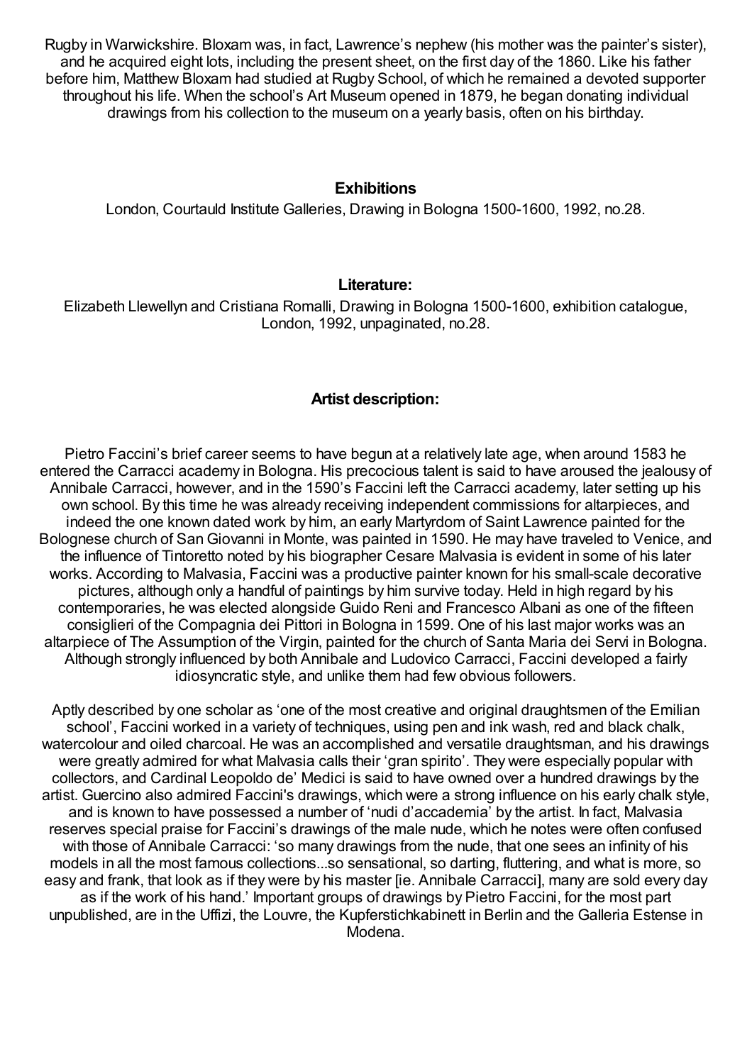Rugby in Warwickshire. Bloxam was, in fact, Lawrence's nephew (his mother was the painter's sister), and he acquired eight lots, including the present sheet, on the first day of the 1860. Like his father before him, Matthew Bloxam had studied at Rugby School, of which he remained a devoted supporter throughout his life. When the school's Art Museum opened in 1879, he began donating individual drawings from his collection to the museum on a yearly basis, often on his birthday.

**Exhibitions**

London, Courtauld Institute Galleries, Drawing in Bologna 1500-1600, 1992, no.28.

**Literature:**

Elizabeth Llewellyn and Cristiana Romalli, Drawing in Bologna 1500-1600, exhibition catalogue, London, 1992, unpaginated, no.28.

**Artist description:**

Pietro Faccini's brief career seems to have begun at a relatively late age, when around 1583 he entered the Carracci academy in Bologna. His precocious talent is said to have aroused the jealousy of Annibale Carracci, however, and in the 1590's Faccini left the Carracci academy, later setting up his own school. By this time he was already receiving independent commissions for altarpieces, and indeed the one known dated work by him, an early Martyrdom of Saint Lawrence painted for the Bolognese church of San Giovanni in Monte, was painted in 1590. He may have traveled to Venice, and the influence of Tintoretto noted by his biographer Cesare Malvasia is evident in some of his later works. According to Malvasia, Faccini was a productive painter known for his small-scale decorative pictures, although only a handful of paintings by him survive today. Held in high regard by his contemporaries, he was elected alongside Guido Reni and Francesco Albani as one of the fifteen consiglieri of the Compagnia dei Pittori in Bologna in 1599. One of his last major works was an altarpiece of The Assumption of the Virgin, painted for the church of Santa Maria dei Servi in Bologna. Although strongly influenced by both Annibale and Ludovico Carracci, Faccini developed a fairly idiosyncratic style, and unlike them had few obvious followers.

Aptly described by one scholar as 'one of the most creative and original draughtsmen of the Emilian school', Faccini worked in a variety of techniques, using pen and ink wash, red and black chalk, watercolour and oiled charcoal. He was an accomplished and versatile draughtsman, and his drawings were greatly admired for what Malvasia calls their 'gran spirito'. They were especially popular with collectors, and Cardinal Leopoldo de' Medici is said to have owned over a hundred drawings by the artist. Guercino also admired Faccini's drawings, which were a strong influence on his early chalk style, and is known to have possessed a number of 'nudi d'accademia' by the artist. In fact, Malvasia reserves special praise for Faccini's drawings of the male nude, which he notes were often confused with those of Annibale Carracci: 'so many drawings from the nude, that one sees an infinity of his models in all the most famous collections...so sensational, so darting, fluttering, and what is more, so easy and frank, that look as if they were by his master [ie. Annibale Carracci], many are sold every day as if the work of his hand.' Important groups of drawings by Pietro Faccini, for the most part unpublished, are in the Uffizi, the Louvre, the Kupferstichkabinett in Berlin and the Galleria Estense in Modena.